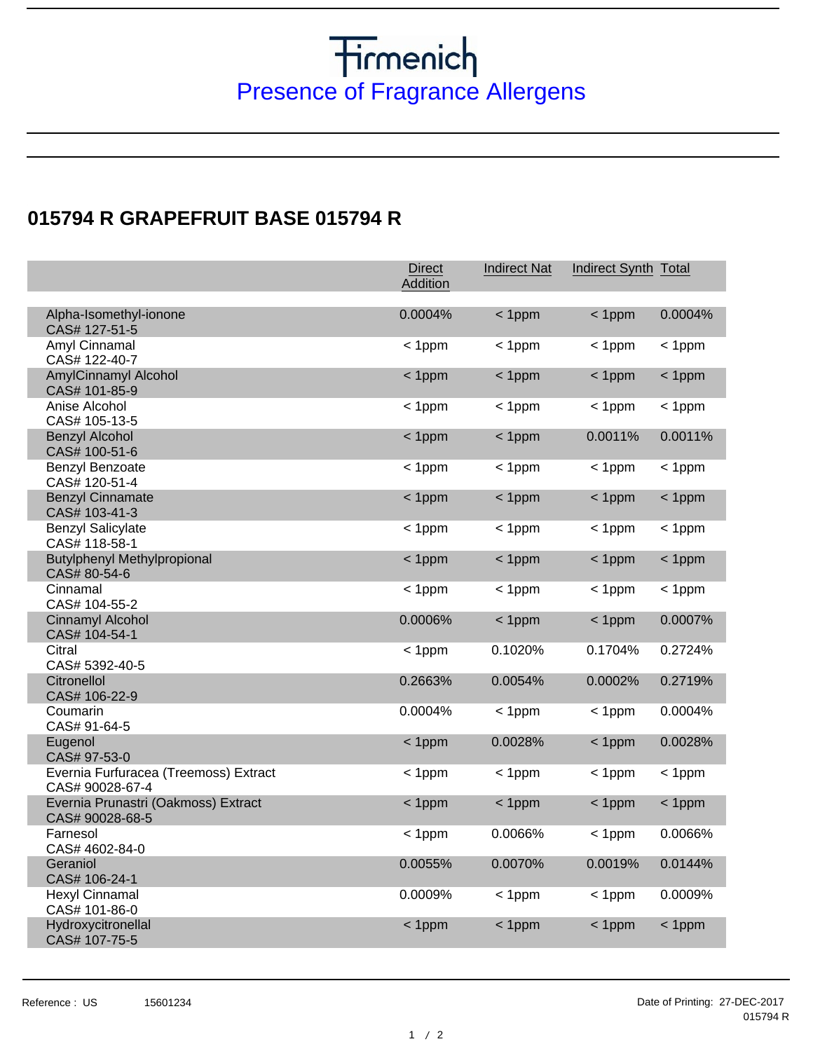# Firmenich

## Presence of Fragrance Allergens

## 015794 R GRAPEFRUIT BASE 015794 R

| | Direct Addition | Indirect Nat | Indirect Synth | Total |
|---|---|---|---|---|
| Alpha-Isomethyl-ionone<br>CAS# 127-51-5 | 0.0004% | < 1ppm | < 1ppm | 0.0004% |
| Amyl Cinnamal<br>CAS# 122-40-7 | < 1ppm | < 1ppm | < 1ppm | < 1ppm |
| AmylCinnamyl Alcohol<br>CAS# 101-85-9 | < 1ppm | < 1ppm | < 1ppm | < 1ppm |
| Anise Alcohol<br>CAS# 105-13-5 | < 1ppm | < 1ppm | < 1ppm | < 1ppm |
| Benzyl Alcohol<br>CAS# 100-51-6 | < 1ppm | < 1ppm | 0.0011% | 0.0011% |
| Benzyl Benzoate<br>CAS# 120-51-4 | < 1ppm | < 1ppm | < 1ppm | < 1ppm |
| Benzyl Cinnamate<br>CAS# 103-41-3 | < 1ppm | < 1ppm | < 1ppm | < 1ppm |
| Benzyl Salicylate<br>CAS# 118-58-1 | < 1ppm | < 1ppm | < 1ppm | < 1ppm |
| Butylphenyl Methylpropional<br>CAS# 80-54-6 | < 1ppm | < 1ppm | < 1ppm | < 1ppm |
| Cinnamal<br>CAS# 104-55-2 | < 1ppm | < 1ppm | < 1ppm | < 1ppm |
| Cinnamyl Alcohol<br>CAS# 104-54-1 | 0.0006% | < 1ppm | < 1ppm | 0.0007% |
| Citral<br>CAS# 5392-40-5 | < 1ppm | 0.1020% | 0.1704% | 0.2724% |
| Citronellol<br>CAS# 106-22-9 | 0.2663% | 0.0054% | 0.0002% | 0.2719% |
| Coumarin<br>CAS# 91-64-5 | 0.0004% | < 1ppm | < 1ppm | 0.0004% |
| Eugenol<br>CAS# 97-53-0 | < 1ppm | 0.0028% | < 1ppm | 0.0028% |
| Evernia Furfuracea (Treemoss) Extract<br>CAS# 90028-67-4 | < 1ppm | < 1ppm | < 1ppm | < 1ppm |
| Evernia Prunastri (Oakmoss) Extract<br>CAS# 90028-68-5 | < 1ppm | < 1ppm | < 1ppm | < 1ppm |
| Farnesol<br>CAS# 4602-84-0 | < 1ppm | 0.0066% | < 1ppm | 0.0066% |
| Geraniol<br>CAS# 106-24-1 | 0.0055% | 0.0070% | 0.0019% | 0.0144% |
| Hexyl Cinnamal<br>CAS# 101-86-0 | 0.0009% | < 1ppm | < 1ppm | 0.0009% |
| Hydroxycitronellal<br>CAS# 107-75-5 | < 1ppm | < 1ppm | < 1ppm | < 1ppm |

Reference : US 15601234

Date of Printing: 27-DEC-2017
015794 R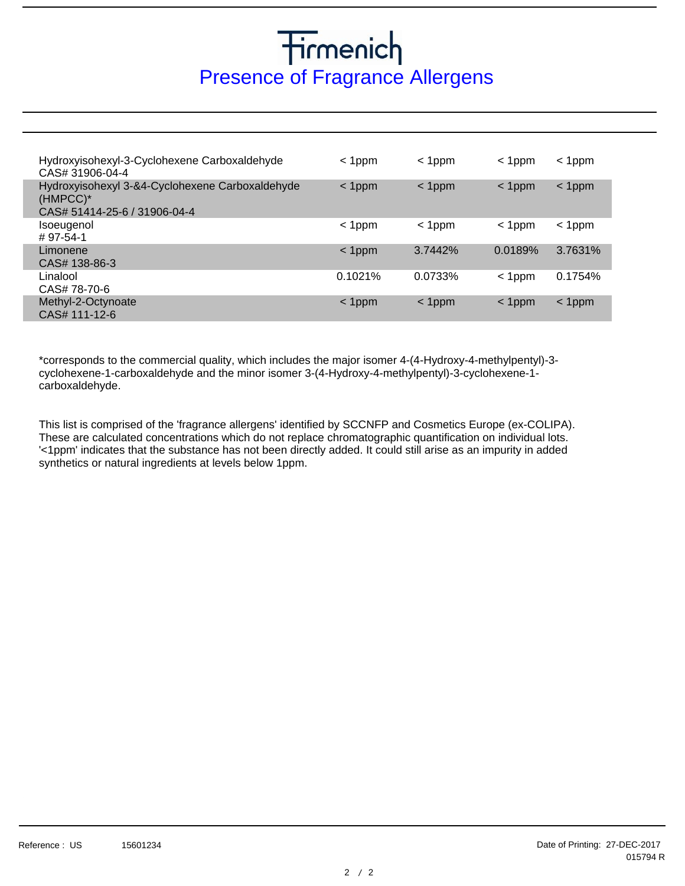# Firmenich

## Presence of Fragrance Allergens

| | | | | |
|---|---|---|---|---|
| Hydroxyisohexyl-3-Cyclohexene Carboxaldehyde<br>CAS# 31906-04-4 | < 1ppm | < 1ppm | < 1ppm | < 1ppm |
| Hydroxyisohexyl 3-&4-Cyclohexene Carboxaldehyde (HMPCC)*<br>CAS# 51414-25-6 / 31906-04-4 | < 1ppm | < 1ppm | < 1ppm | < 1ppm |
| Isoeugenol<br># 97-54-1 | < 1ppm | < 1ppm | < 1ppm | < 1ppm |
| Limonene<br>CAS# 138-86-3 | < 1ppm | 3.7442% | 0.0189% | 3.7631% |
| Linalool<br>CAS# 78-70-6 | 0.1021% | 0.0733% | < 1ppm | 0.1754% |
| Methyl-2-Octynoate<br>CAS# 111-12-6 | < 1ppm | < 1ppm | < 1ppm | < 1ppm |

*corresponds to the commercial quality, which includes the major isomer 4-(4-Hydroxy-4-methylpentyl)-3-cyclohexene-1-carboxaldehyde and the minor isomer 3-(4-Hydroxy-4-methylpentyl)-3-cyclohexene-1-carboxaldehyde.

This list is comprised of the 'fragrance allergens' identified by SCCNFP and Cosmetics Europe (ex-COLIPA). These are calculated concentrations which do not replace chromatographic quantification on individual lots. '<1ppm' indicates that the substance has not been directly added. It could still arise as an impurity in added synthetics or natural ingredients at levels below 1ppm.

Reference : US 15601234

Date of Printing: 27-DEC-2017
015794 R